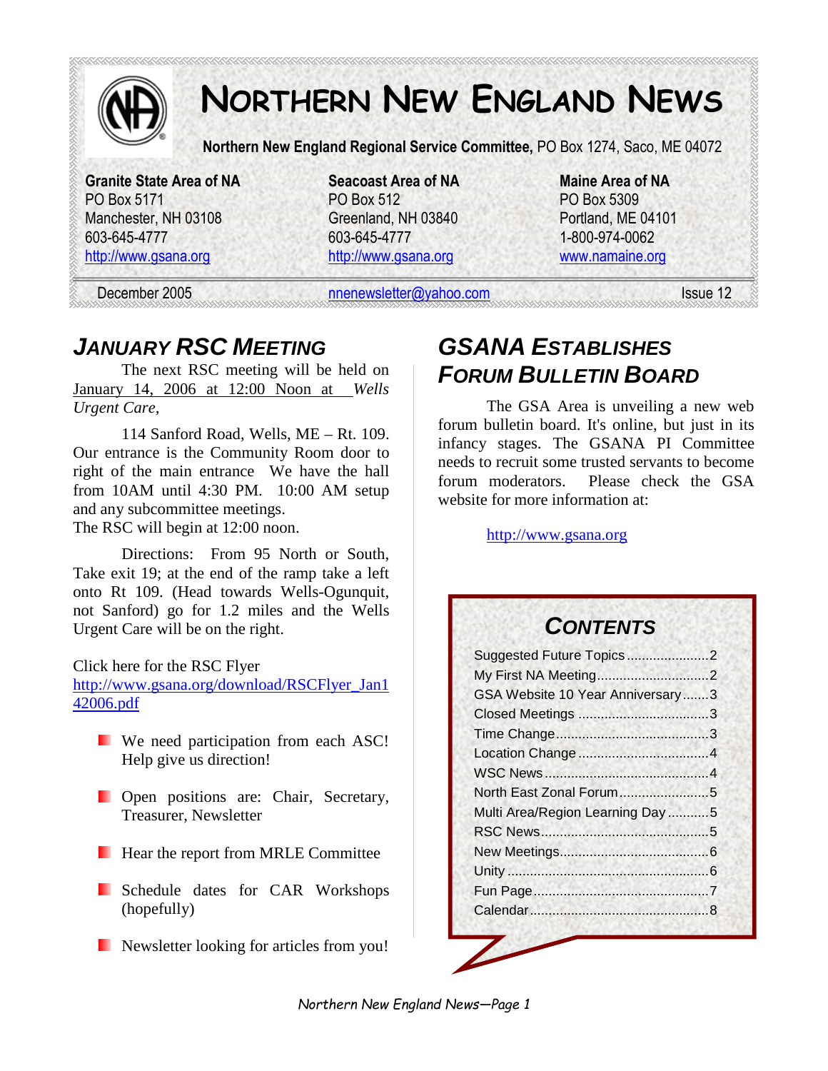# Northern New England News

**Northern New England Regional Service Committee,** PO Box 1274, Saco, ME 04072

**Granite State Area of NA**
PO Box 5171
Manchester, NH 03108
603-645-4777
http://www.gsana.org

**Seacoast Area of NA**
PO Box 512
Greenland, NH 03840
603-645-4777
http://www.gsana.org

**Maine Area of NA**
PO Box 5309
Portland, ME 04101
1-800-974-0062
www.namaine.org

December 2005 | nnenewsletter@yahoo.com | Issue 12

## January RSC Meeting

The next RSC meeting will be held on January 14, 2006 at 12:00 Noon at *Wells Urgent Care,*

114 Sanford Road, Wells, ME – Rt. 109. Our entrance is the Community Room door to right of the main entrance We have the hall from 10AM until 4:30 PM. 10:00 AM setup and any subcommittee meetings.
The RSC will begin at 12:00 noon.

Directions: From 95 North or South, Take exit 19; at the end of the ramp take a left onto Rt 109. (Head towards Wells-Ogunquit, not Sanford) go for 1.2 miles and the Wells Urgent Care will be on the right.

Click here for the RSC Flyer
http://www.gsana.org/download/RSCFlyer_Jan142006.pdf

- We need participation from each ASC! Help give us direction!
- Open positions are: Chair, Secretary, Treasurer, Newsletter
- Hear the report from MRLE Committee
- Schedule dates for CAR Workshops (hopefully)
- Newsletter looking for articles from you!

## GSANA Establishes Forum Bulletin Board

The GSA Area is unveiling a new web forum bulletin board. It's online, but just in its infancy stages. The GSANA PI Committee needs to recruit some trusted servants to become forum moderators. Please check the GSA website for more information at:

http://www.gsana.org

## Contents

- Suggested Future Topics......................2
- My First NA Meeting..............................2
- GSA Website 10 Year Anniversary.......3
- Closed Meetings ...................................3
- Time Change..........................................3
- Location Change ....................................4
- WSC News..............................................4
- North East Zonal Forum........................5
- Multi Area/Region Learning Day...........5
- RSC News...............................................5
- New Meetings.........................................6
- Unity .......................................................6
- Fun Page.................................................7
- Calendar..................................................8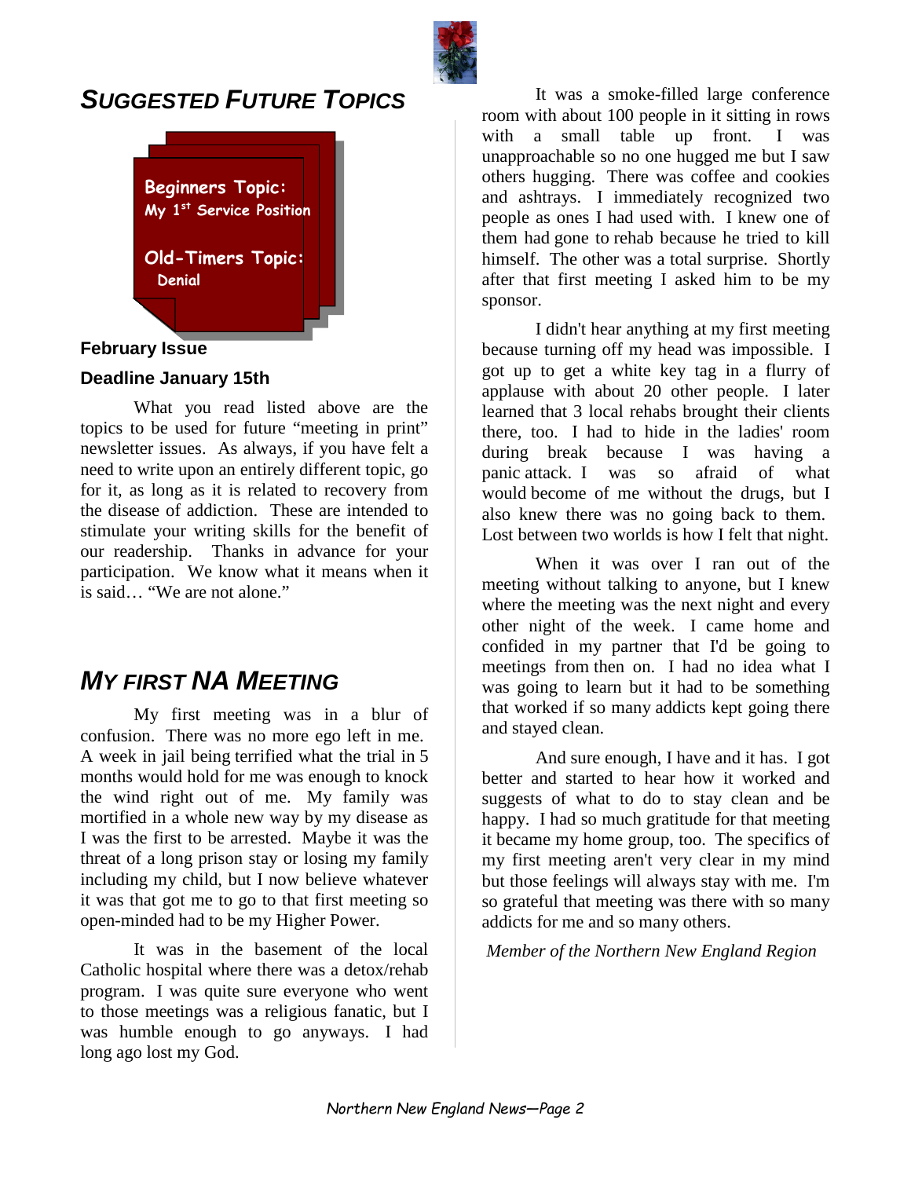## SUGGESTED FUTURE TOPICS

**Beginners Topic:**
**My 1st Service Position**

**Old-Timers Topic:**
**Denial**

**February Issue**

**Deadline January 15th**

What you read listed above are the topics to be used for future "meeting in print" newsletter issues. As always, if you have felt a need to write upon an entirely different topic, go for it, as long as it is related to recovery from the disease of addiction. These are intended to stimulate your writing skills for the benefit of our readership. Thanks in advance for your participation. We know what it means when it is said… "We are not alone."

## MY FIRST NA MEETING

My first meeting was in a blur of confusion. There was no more ego left in me. A week in jail being terrified what the trial in 5 months would hold for me was enough to knock the wind right out of me. My family was mortified in a whole new way by my disease as I was the first to be arrested. Maybe it was the threat of a long prison stay or losing my family including my child, but I now believe whatever it was that got me to go to that first meeting so open-minded had to be my Higher Power.

It was in the basement of the local Catholic hospital where there was a detox/rehab program. I was quite sure everyone who went to those meetings was a religious fanatic, but I was humble enough to go anyways. I had long ago lost my God.

It was a smoke-filled large conference room with about 100 people in it sitting in rows with a small table up front. I was unapproachable so no one hugged me but I saw others hugging. There was coffee and cookies and ashtrays. I immediately recognized two people as ones I had used with. I knew one of them had gone to rehab because he tried to kill himself. The other was a total surprise. Shortly after that first meeting I asked him to be my sponsor.

I didn't hear anything at my first meeting because turning off my head was impossible. I got up to get a white key tag in a flurry of applause with about 20 other people. I later learned that 3 local rehabs brought their clients there, too. I had to hide in the ladies' room during break because I was having a panic attack. I was so afraid of what would become of me without the drugs, but I also knew there was no going back to them. Lost between two worlds is how I felt that night.

When it was over I ran out of the meeting without talking to anyone, but I knew where the meeting was the next night and every other night of the week. I came home and confided in my partner that I'd be going to meetings from then on. I had no idea what I was going to learn but it had to be something that worked if so many addicts kept going there and stayed clean.

And sure enough, I have and it has. I got better and started to hear how it worked and suggests of what to do to stay clean and be happy. I had so much gratitude for that meeting it became my home group, too. The specifics of my first meeting aren't very clear in my mind but those feelings will always stay with me. I'm so grateful that meeting was there with so many addicts for me and so many others.

*Member of the Northern New England Region*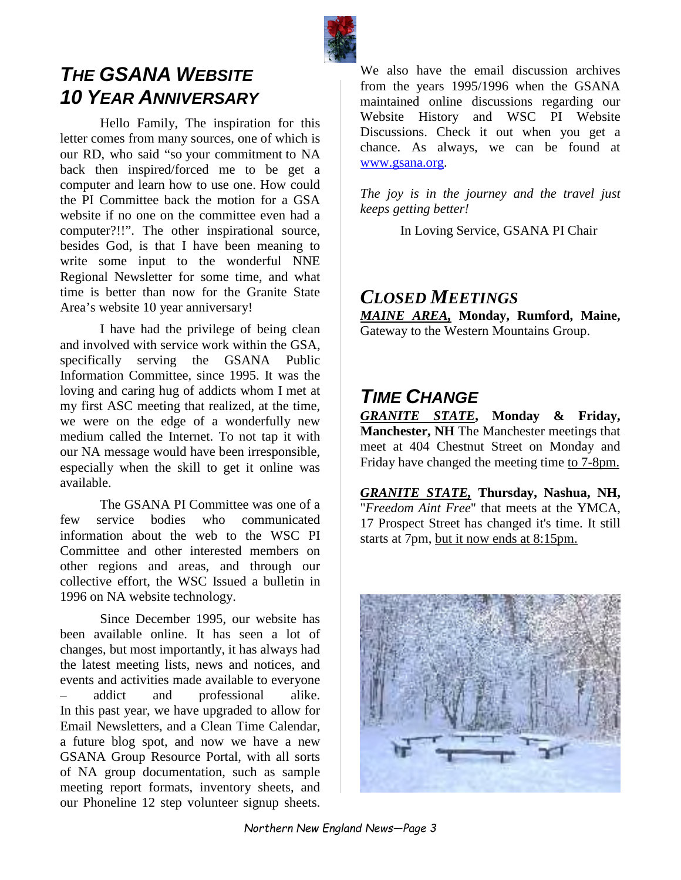## *THE GSANA WEBSITE 10 YEAR ANNIVERSARY*

Hello Family, The inspiration for this letter comes from many sources, one of which is our RD, who said "so your commitment to NA back then inspired/forced me to be get a computer and learn how to use one. How could the PI Committee back the motion for a GSA website if no one on the committee even had a computer?!!". The other inspirational source, besides God, is that I have been meaning to write some input to the wonderful NNE Regional Newsletter for some time, and what time is better than now for the Granite State Area's website 10 year anniversary!

I have had the privilege of being clean and involved with service work within the GSA, specifically serving the GSANA Public Information Committee, since 1995. It was the loving and caring hug of addicts whom I met at my first ASC meeting that realized, at the time, we were on the edge of a wonderfully new medium called the Internet. To not tap it with our NA message would have been irresponsible, especially when the skill to get it online was available.

The GSANA PI Committee was one of a few service bodies who communicated information about the web to the WSC PI Committee and other interested members on other regions and areas, and through our collective effort, the WSC Issued a bulletin in 1996 on NA website technology.

Since December 1995, our website has been available online. It has seen a lot of changes, but most importantly, it has always had the latest meeting lists, news and notices, and events and activities made available to everyone – addict and professional alike. In this past year, we have upgraded to allow for Email Newsletters, and a Clean Time Calendar, a future blog spot, and now we have a new GSANA Group Resource Portal, with all sorts of NA group documentation, such as sample meeting report formats, inventory sheets, and our Phoneline 12 step volunteer signup sheets. We also have the email discussion archives from the years 1995/1996 when the GSANA maintained online discussions regarding our Website History and WSC PI Website Discussions. Check it out when you get a chance. As always, we can be found at www.gsana.org.

*The joy is in the journey and the travel just keeps getting better!*

In Loving Service, GSANA PI Chair

## *CLOSED MEETINGS*

***MAINE AREA,*** **Monday, Rumford, Maine,** Gateway to the Western Mountains Group.

## *TIME CHANGE*

***GRANITE STATE*, Monday & Friday, Manchester, NH** The Manchester meetings that meet at 404 Chestnut Street on Monday and Friday have changed the meeting time to 7-8pm.

***GRANITE STATE,*** **Thursday, Nashua, NH,** "*Freedom Aint Free*" that meets at the YMCA, 17 Prospect Street has changed it's time. It still starts at 7pm, but it now ends at 8:15pm.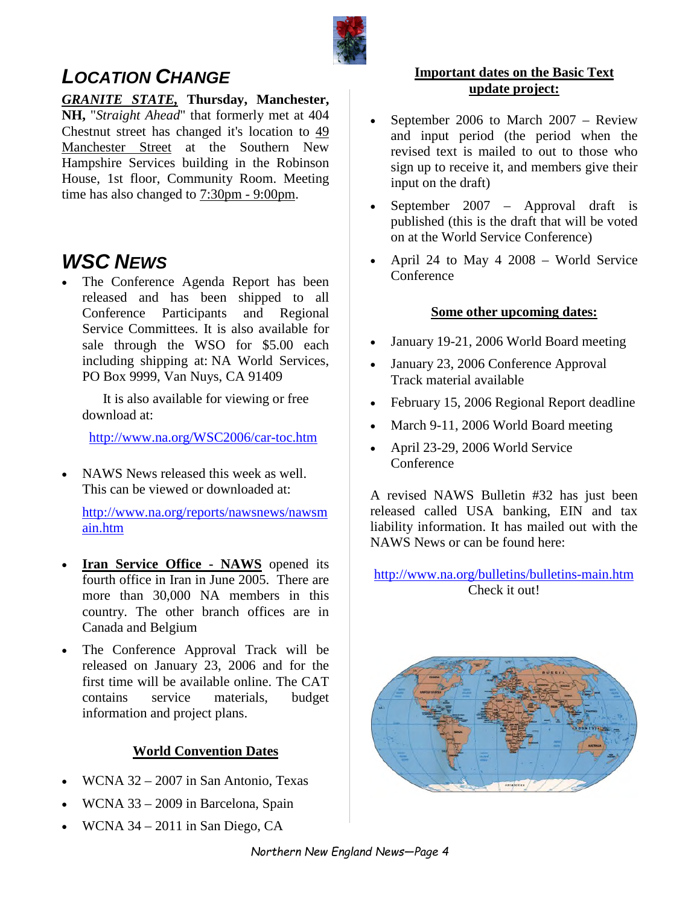## LOCATION CHANGE

***GRANITE STATE,* Thursday, Manchester, NH,** "*Straight Ahead*" that formerly met at 404 Chestnut street has changed it's location to 49 Manchester Street at the Southern New Hampshire Services building in the Robinson House, 1st floor, Community Room. Meeting time has also changed to 7:30pm - 9:00pm.

## WSC NEWS

- The Conference Agenda Report has been released and has been shipped to all Conference Participants and Regional Service Committees. It is also available for sale through the WSO for $5.00 each including shipping at: NA World Services, PO Box 9999, Van Nuys, CA 91409

  It is also available for viewing or free download at:

  http://www.na.org/WSC2006/car-toc.htm

- NAWS News released this week as well. This can be viewed or downloaded at:

  http://www.na.org/reports/nawsnews/nawsmain.htm

- **Iran Service Office - NAWS** opened its fourth office in Iran in June 2005. There are more than 30,000 NA members in this country. The other branch offices are in Canada and Belgium

- The Conference Approval Track will be released on January 23, 2006 and for the first time will be available online. The CAT contains service materials, budget information and project plans.

### World Convention Dates

- WCNA 32 – 2007 in San Antonio, Texas
- WCNA 33 – 2009 in Barcelona, Spain
- WCNA 34 – 2011 in San Diego, CA

### Important dates on the Basic Text update project:

- September 2006 to March 2007 – Review and input period (the period when the revised text is mailed to out to those who sign up to receive it, and members give their input on the draft)
- September 2007 – Approval draft is published (this is the draft that will be voted on at the World Service Conference)
- April 24 to May 4 2008 – World Service Conference

### Some other upcoming dates:

- January 19-21, 2006 World Board meeting
- January 23, 2006 Conference Approval Track material available
- February 15, 2006 Regional Report deadline
- March 9-11, 2006 World Board meeting
- April 23-29, 2006 World Service Conference

A revised NAWS Bulletin #32 has just been released called USA banking, EIN and tax liability information. It has mailed out with the NAWS News or can be found here:

http://www.na.org/bulletins/bulletins-main.htm
Check it out!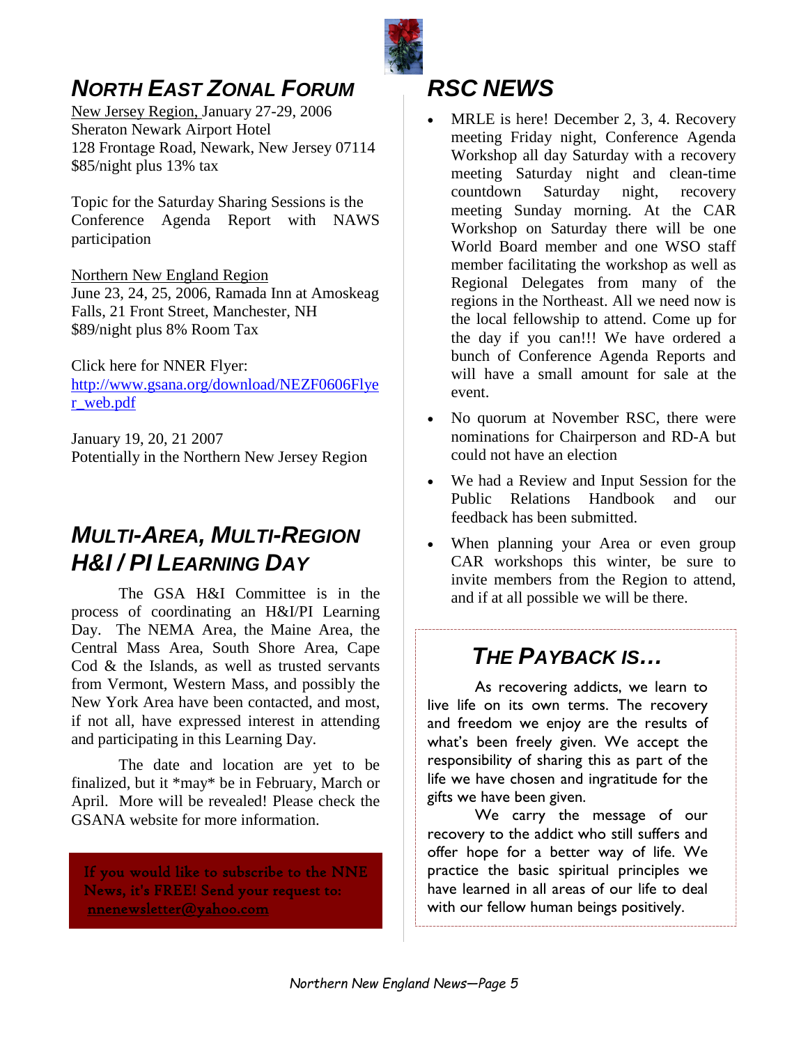## *NORTH EAST ZONAL FORUM*

New Jersey Region, January 27-29, 2006
Sheraton Newark Airport Hotel
128 Frontage Road, Newark, New Jersey 07114
$85/night plus 13% tax

Topic for the Saturday Sharing Sessions is the Conference Agenda Report with NAWS participation

Northern New England Region
June 23, 24, 25, 2006, Ramada Inn at Amoskeag Falls, 21 Front Street, Manchester, NH
$89/night plus 8% Room Tax

Click here for NNER Flyer:
http://www.gsana.org/download/NEZF0606Flyer_web.pdf

January 19, 20, 21 2007
Potentially in the Northern New Jersey Region

## *MULTI-AREA, MULTI-REGION H&I / PI LEARNING DAY*

The GSA H&I Committee is in the process of coordinating an H&I/PI Learning Day. The NEMA Area, the Maine Area, the Central Mass Area, South Shore Area, Cape Cod & the Islands, as well as trusted servants from Vermont, Western Mass, and possibly the New York Area have been contacted, and most, if not all, have expressed interest in attending and participating in this Learning Day.

The date and location are yet to be finalized, but it *may* be in February, March or April. More will be revealed! Please check the GSANA website for more information.

If you would like to subscribe to the NNE News, it's FREE! Send your request to: nnenewsletter@yahoo.com

## *RSC NEWS*

- MRLE is here! December 2, 3, 4. Recovery meeting Friday night, Conference Agenda Workshop all day Saturday with a recovery meeting Saturday night and clean-time countdown Saturday night, recovery meeting Sunday morning. At the CAR Workshop on Saturday there will be one World Board member and one WSO staff member facilitating the workshop as well as Regional Delegates from many of the regions in the Northeast. All we need now is the local fellowship to attend. Come up for the day if you can!!! We have ordered a bunch of Conference Agenda Reports and will have a small amount for sale at the event.
- No quorum at November RSC, there were nominations for Chairperson and RD-A but could not have an election
- We had a Review and Input Session for the Public Relations Handbook and our feedback has been submitted.
- When planning your Area or even group CAR workshops this winter, be sure to invite members from the Region to attend, and if at all possible we will be there.

## *THE PAYBACK IS…*

As recovering addicts, we learn to live life on its own terms. The recovery and freedom we enjoy are the results of what's been freely given. We accept the responsibility of sharing this as part of the life we have chosen and ingratitude for the gifts we have been given.

We carry the message of our recovery to the addict who still suffers and offer hope for a better way of life. We practice the basic spiritual principles we have learned in all areas of our life to deal with our fellow human beings positively.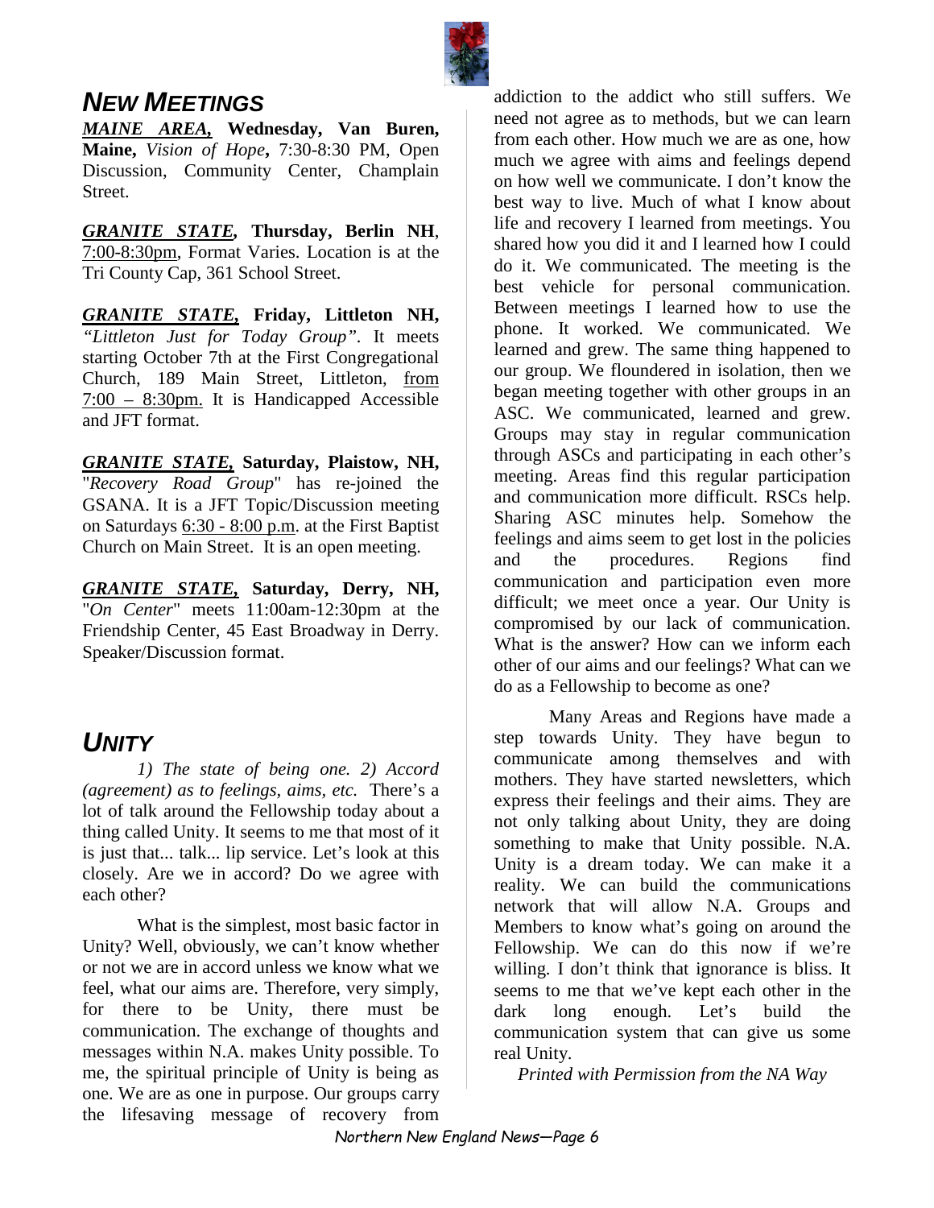## *NEW MEETINGS*

***MAINE AREA,*** **Wednesday, Van Buren, Maine,** *Vision of Hope***,** 7:30-8:30 PM, Open Discussion, Community Center, Champlain Street.

***GRANITE STATE,*** **Thursday, Berlin NH**, 7:00-8:30pm, Format Varies. Location is at the Tri County Cap, 361 School Street.

***GRANITE STATE,*** **Friday, Littleton NH,** *"Littleton Just for Today Group"*. It meets starting October 7th at the First Congregational Church, 189 Main Street, Littleton, from 7:00 – 8:30pm. It is Handicapped Accessible and JFT format.

***GRANITE STATE,*** **Saturday, Plaistow, NH,** "*Recovery Road Group*" has re-joined the GSANA. It is a JFT Topic/Discussion meeting on Saturdays 6:30 - 8:00 p.m. at the First Baptist Church on Main Street. It is an open meeting.

***GRANITE STATE,*** **Saturday, Derry, NH,** "*On Center*" meets 11:00am-12:30pm at the Friendship Center, 45 East Broadway in Derry. Speaker/Discussion format.

## *UNITY*

*1) The state of being one. 2) Accord (agreement) as to feelings, aims, etc.* There's a lot of talk around the Fellowship today about a thing called Unity. It seems to me that most of it is just that... talk... lip service. Let's look at this closely. Are we in accord? Do we agree with each other?

What is the simplest, most basic factor in Unity? Well, obviously, we can't know whether or not we are in accord unless we know what we feel, what our aims are. Therefore, very simply, for there to be Unity, there must be communication. The exchange of thoughts and messages within N.A. makes Unity possible. To me, the spiritual principle of Unity is being as one. We are as one in purpose. Our groups carry the lifesaving message of recovery from addiction to the addict who still suffers. We need not agree as to methods, but we can learn from each other. How much we are as one, how much we agree with aims and feelings depend on how well we communicate. I don't know the best way to live. Much of what I know about life and recovery I learned from meetings. You shared how you did it and I learned how I could do it. We communicated. The meeting is the best vehicle for personal communication. Between meetings I learned how to use the phone. It worked. We communicated. We learned and grew. The same thing happened to our group. We floundered in isolation, then we began meeting together with other groups in an ASC. We communicated, learned and grew. Groups may stay in regular communication through ASCs and participating in each other's meeting. Areas find this regular participation and communication more difficult. RSCs help. Sharing ASC minutes help. Somehow the feelings and aims seem to get lost in the policies and the procedures. Regions find communication and participation even more difficult; we meet once a year. Our Unity is compromised by our lack of communication. What is the answer? How can we inform each other of our aims and our feelings? What can we do as a Fellowship to become as one?

Many Areas and Regions have made a step towards Unity. They have begun to communicate among themselves and with mothers. They have started newsletters, which express their feelings and their aims. They are not only talking about Unity, they are doing something to make that Unity possible. N.A. Unity is a dream today. We can make it a reality. We can build the communications network that will allow N.A. Groups and Members to know what's going on around the Fellowship. We can do this now if we're willing. I don't think that ignorance is bliss. It seems to me that we've kept each other in the dark long enough. Let's build the communication system that can give us some real Unity.

*Printed with Permission from the NA Way*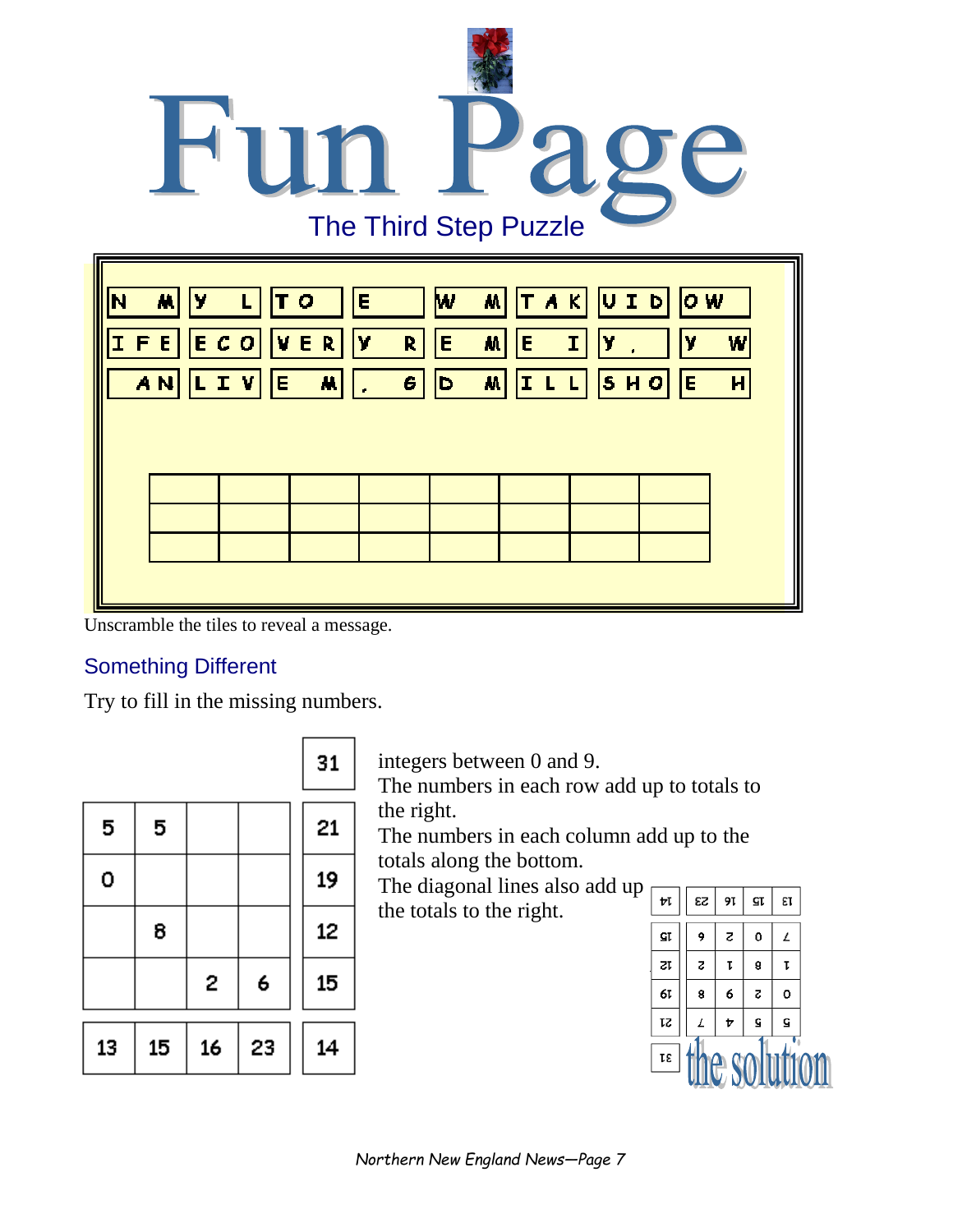# Fun Page

## The Third Step Puzzle

| N M | Y L | T O | E | W M | T A K | U I D | O W |
|---|---|---|---|---|---|---|---|
| I F E | E C O | V E R | Y R | E M | E I | Y . | Y W |
| A N | L I V | E M | , G | D M | I L L | S H O | E H |

| | | | | | | | |
|---|---|---|---|---|---|---|---|
| | | | | | | | |
| | | | | | | | |
| | | | | | | | |

Unscramble the tiles to reveal a message.

## Something Different

Try to fill in the missing numbers.

| | | | | 31 |
|---|---|---|---|---|
| 5 | 5 | | | 21 |
| 0 | | | | 19 |
| | 8 | | | 12 |
| | | 2 | 6 | 15 |
| 13 | 15 | 16 | 23 | 14 |

integers between 0 and 9.
The numbers in each row add up to totals to the right.
The numbers in each column add up to the totals along the bottom.
The diagonal lines also add up the totals to the right.

the solution

| | | | | 31 |
|---|---|---|---|---|
| 5 | 5 | 4 | 7 | 21 |
| 0 | 2 | 9 | 8 | 19 |
| 1 | 8 | 1 | 2 | 12 |
| 7 | 0 | 2 | 6 | 15 |
| 13 | 15 | 16 | 23 | 14 |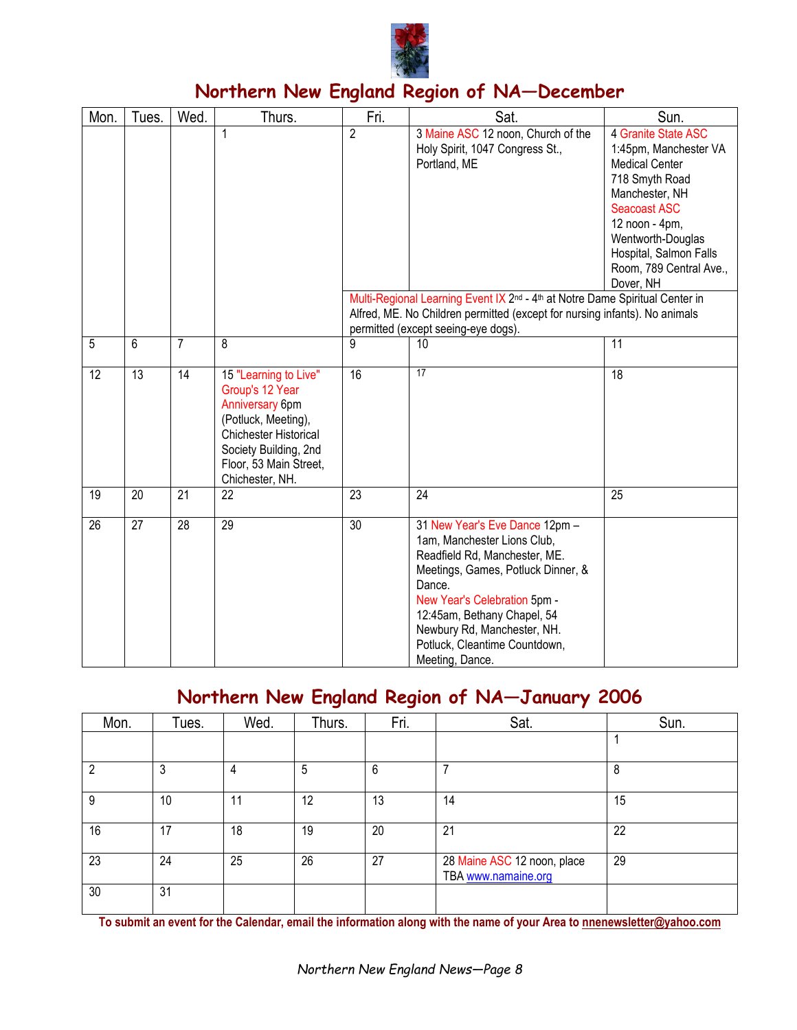## Northern New England Region of NA—December

| Mon. | Tues. | Wed. | Thurs. | Fri. | Sat. | Sun. |
|---|---|---|---|---|---|---|
| | | | 1 | 2 | 3 Maine ASC 12 noon, Church of the Holy Spirit, 1047 Congress St., Portland, ME | 4 Granite State ASC 1:45pm, Manchester VA Medical Center 718 Smyth Road Manchester, NH Seacoast ASC 12 noon - 4pm, Wentworth-Douglas Hospital, Salmon Falls Room, 789 Central Ave., Dover, NH |
| | | | | Multi-Regional Learning Event IX 2nd - 4th at Notre Dame Spiritual Center in Alfred, ME. No Children permitted (except for nursing infants). No animals permitted (except seeing-eye dogs). | | |
| 5 | 6 | 7 | 8 | 9 | 10 | 11 |
| 12 | 13 | 14 | 15 "Learning to Live" Group's 12 Year Anniversary 6pm (Potluck, Meeting), Chichester Historical Society Building, 2nd Floor, 53 Main Street, Chichester, NH. | 16 | 17 | 18 |
| 19 | 20 | 21 | 22 | 23 | 24 | 25 |
| 26 | 27 | 28 | 29 | 30 | 31 New Year's Eve Dance 12pm – 1am, Manchester Lions Club, Readfield Rd, Manchester, ME. Meetings, Games, Potluck Dinner, & Dance. New Year's Celebration 5pm - 12:45am, Bethany Chapel, 54 Newbury Rd, Manchester, NH. Potluck, Cleantime Countdown, Meeting, Dance. | |

## Northern New England Region of NA—January 2006

| Mon. | Tues. | Wed. | Thurs. | Fri. | Sat. | Sun. |
|---|---|---|---|---|---|---|
| | | | | | | 1 |
| 2 | 3 | 4 | 5 | 6 | 7 | 8 |
| 9 | 10 | 11 | 12 | 13 | 14 | 15 |
| 16 | 17 | 18 | 19 | 20 | 21 | 22 |
| 23 | 24 | 25 | 26 | 27 | 28 Maine ASC 12 noon, place TBA www.namaine.org | 29 |
| 30 | 31 | | | | | |

**To submit an event for the Calendar, email the information along with the name of your Area to nnenewsletter@yahoo.com**